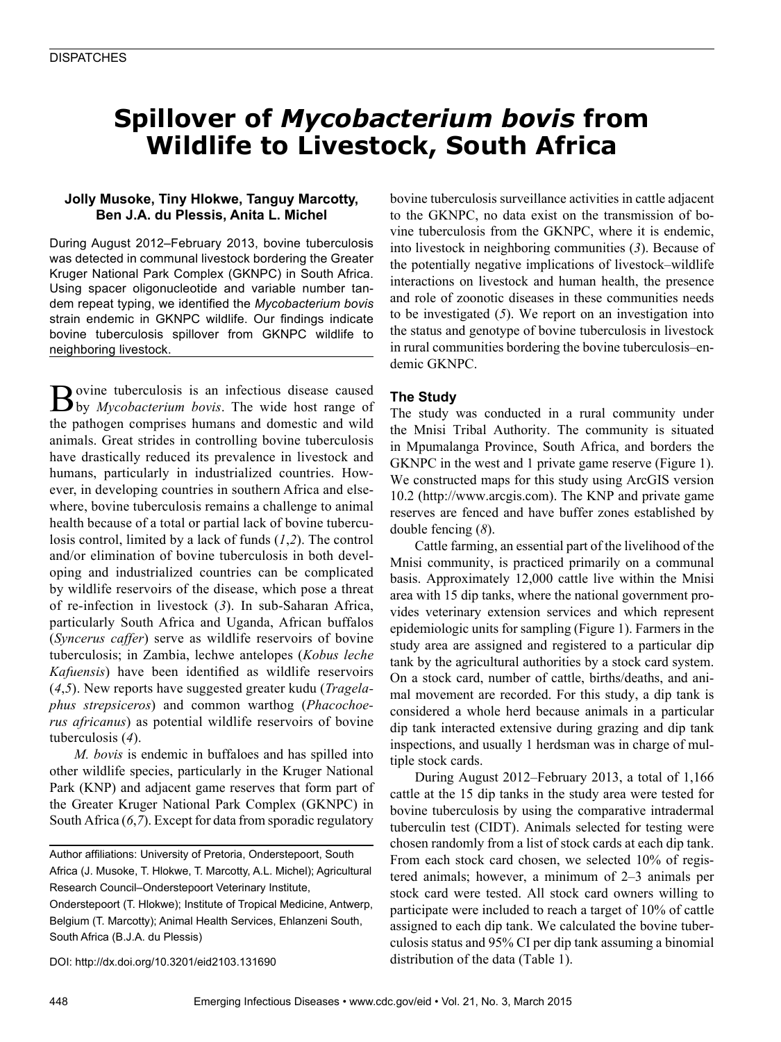DISPATCHES

# Spillover of *Mycobacterium bovis* from Wildlife to Livestock, South Africa

**Jolly Musoke, Tiny Hlokwe, Tanguy Marcotty, Ben J.A. du Plessis, Anita L. Michel**

During August 2012–February 2013, bovine tuberculosis was detected in communal livestock bordering the Greater Kruger National Park Complex (GKNPC) in South Africa. Using spacer oligonucleotide and variable number tandem repeat typing, we identified the *Mycobacterium bovis* strain endemic in GKNPC wildlife. Our findings indicate bovine tuberculosis spillover from GKNPC wildlife to neighboring livestock.

Bovine tuberculosis is an infectious disease caused by *Mycobacterium bovis*. The wide host range of the pathogen comprises humans and domestic and wild animals. Great strides in controlling bovine tuberculosis have drastically reduced its prevalence in livestock and humans, particularly in industrialized countries. However, in developing countries in southern Africa and elsewhere, bovine tuberculosis remains a challenge to animal health because of a total or partial lack of bovine tuberculosis control, limited by a lack of funds (*1*,*2*). The control and/or elimination of bovine tuberculosis in both developing and industrialized countries can be complicated by wildlife reservoirs of the disease, which pose a threat of re-infection in livestock (*3*). In sub-Saharan Africa, particularly South Africa and Uganda, African buffalos (*Syncerus caffer*) serve as wildlife reservoirs of bovine tuberculosis; in Zambia, lechwe antelopes (*Kobus leche Kafuensis*) have been identified as wildlife reservoirs (*4*,*5*). New reports have suggested greater kudu (*Tragelaphus strepsiceros*) and common warthog (*Phacochoerus africanus*) as potential wildlife reservoirs of bovine tuberculosis (*4*).

*M. bovis* is endemic in buffaloes and has spilled into other wildlife species, particularly in the Kruger National Park (KNP) and adjacent game reserves that form part of the Greater Kruger National Park Complex (GKNPC) in South Africa (*6*,*7*). Except for data from sporadic regulatory bovine tuberculosis surveillance activities in cattle adjacent to the GKNPC, no data exist on the transmission of bovine tuberculosis from the GKNPC, where it is endemic, into livestock in neighboring communities (*3*). Because of the potentially negative implications of livestock–wildlife interactions on livestock and human health, the presence and role of zoonotic diseases in these communities needs to be investigated (*5*). We report on an investigation into the status and genotype of bovine tuberculosis in livestock in rural communities bordering the bovine tuberculosis–endemic GKNPC.

## The Study

The study was conducted in a rural community under the Mnisi Tribal Authority. The community is situated in Mpumalanga Province, South Africa, and borders the GKNPC in the west and 1 private game reserve (Figure 1). We constructed maps for this study using ArcGIS version 10.2 (http://www.arcgis.com). The KNP and private game reserves are fenced and have buffer zones established by double fencing (*8*).

Cattle farming, an essential part of the livelihood of the Mnisi community, is practiced primarily on a communal basis. Approximately 12,000 cattle live within the Mnisi area with 15 dip tanks, where the national government provides veterinary extension services and which represent epidemiologic units for sampling (Figure 1). Farmers in the study area are assigned and registered to a particular dip tank by the agricultural authorities by a stock card system. On a stock card, number of cattle, births/deaths, and animal movement are recorded. For this study, a dip tank is considered a whole herd because animals in a particular dip tank interacted extensive during grazing and dip tank inspections, and usually 1 herdsman was in charge of multiple stock cards.

During August 2012–February 2013, a total of 1,166 cattle at the 15 dip tanks in the study area were tested for bovine tuberculosis by using the comparative intradermal tuberculin test (CIDT). Animals selected for testing were chosen randomly from a list of stock cards at each dip tank. From each stock card chosen, we selected 10% of registered animals; however, a minimum of 2–3 animals per stock card were tested. All stock card owners willing to participate were included to reach a target of 10% of cattle assigned to each dip tank. We calculated the bovine tuberculosis status and 95% CI per dip tank assuming a binomial distribution of the data (Table 1).

Author affiliations: University of Pretoria, Onderstepoort, South Africa (J. Musoke, T. Hlokwe, T. Marcotty, A.L. Michel); Agricultural Research Council–Onderstepoort Veterinary Institute, Onderstepoort (T. Hlokwe); Institute of Tropical Medicine, Antwerp, Belgium (T. Marcotty); Animal Health Services, Ehlanzeni South, South Africa (B.J.A. du Plessis)

DOI: http://dx.doi.org/10.3201/eid2103.131690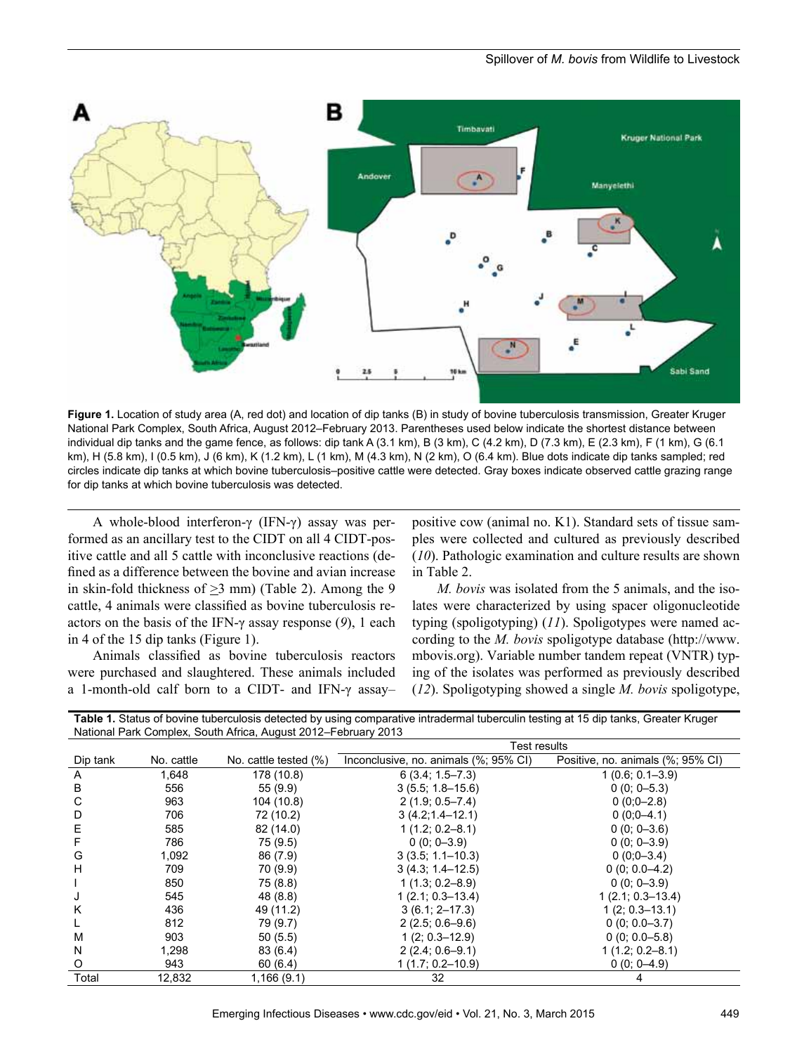**Figure 1.** Location of study area (A, red dot) and location of dip tanks (B) in study of bovine tuberculosis transmission, Greater Kruger National Park Complex, South Africa, August 2012–February 2013. Parentheses used below indicate the shortest distance between individual dip tanks and the game fence, as follows: dip tank A (3.1 km), B (3 km), C (4.2 km), D (7.3 km), E (2.3 km), F (1 km), G (6.1 km), H (5.8 km), I (0.5 km), J (6 km), K (1.2 km), L (1 km), M (4.3 km), N (2 km), O (6.4 km). Blue dots indicate dip tanks sampled; red circles indicate dip tanks at which bovine tuberculosis–positive cattle were detected. Gray boxes indicate observed cattle grazing range for dip tanks at which bovine tuberculosis was detected.

A whole-blood interferon-γ (IFN-γ) assay was performed as an ancillary test to the CIDT on all 4 CIDT-positive cattle and all 5 cattle with inconclusive reactions (defined as a difference between the bovine and avian increase in skin-fold thickness of ≥3 mm) (Table 2). Among the 9 cattle, 4 animals were classified as bovine tuberculosis reactors on the basis of the IFN-γ assay response (*9*), 1 each in 4 of the 15 dip tanks (Figure 1).

Animals classified as bovine tuberculosis reactors were purchased and slaughtered. These animals included a 1-month-old calf born to a CIDT- and IFN-γ assay–positive cow (animal no. K1). Standard sets of tissue samples were collected and cultured as previously described (*10*). Pathologic examination and culture results are shown in Table 2.

*M. bovis* was isolated from the 5 animals, and the isolates were characterized by using spacer oligonucleotide typing (spoligotyping) (*11*). Spoligotypes were named according to the *M. bovis* spoligotype database (http://www.mbovis.org). Variable number tandem repeat (VNTR) typing of the isolates was performed as previously described (*12*). Spoligotyping showed a single *M. bovis* spoligotype,

**Table 1.** Status of bovine tuberculosis detected by using comparative intradermal tuberculin testing at 15 dip tanks, Greater Kruger National Park Complex, South Africa, August 2012–February 2013

| | | | Test results | |
|---|---|---|---|---|
| Dip tank | No. cattle | No. cattle tested (%) | Inconclusive, no. animals (%; 95% CI) | Positive, no. animals (%; 95% CI) |
| A | 1,648 | 178 (10.8) | 6 (3.4; 1.5–7.3) | 1 (0.6; 0.1–3.9) |
| B | 556 | 55 (9.9) | 3 (5.5; 1.8–15.6) | 0 (0; 0–5.3) |
| C | 963 | 104 (10.8) | 2 (1.9; 0.5–7.4) | 0 (0;0–2.8) |
| D | 706 | 72 (10.2) | 3 (4.2;1.4–12.1) | 0 (0;0–4.1) |
| E | 585 | 82 (14.0) | 1 (1.2; 0.2–8.1) | 0 (0; 0–3.6) |
| F | 786 | 75 (9.5) | 0 (0; 0–3.9) | 0 (0; 0–3.9) |
| G | 1,092 | 86 (7.9) | 3 (3.5; 1.1–10.3) | 0 (0;0–3.4) |
| H | 709 | 70 (9.9) | 3 (4.3; 1.4–12.5) | 0 (0; 0.0–4.2) |
| I | 850 | 75 (8.8) | 1 (1.3; 0.2–8.9) | 0 (0; 0–3.9) |
| J | 545 | 48 (8.8) | 1 (2.1; 0.3–13.4) | 1 (2.1; 0.3–13.4) |
| K | 436 | 49 (11.2) | 3 (6.1; 2–17.3) | 1 (2; 0.3–13.1) |
| L | 812 | 79 (9.7) | 2 (2.5; 0.6–9.6) | 0 (0; 0.0–3.7) |
| M | 903 | 50 (5.5) | 1 (2; 0.3–12.9) | 0 (0; 0.0–5.8) |
| N | 1,298 | 83 (6.4) | 2 (2.4; 0.6–9.1) | 1 (1.2; 0.2–8.1) |
| O | 943 | 60 (6.4) | 1 (1.7; 0.2–10.9) | 0 (0; 0–4.9) |
| Total | 12,832 | 1,166 (9.1) | 32 | 4 |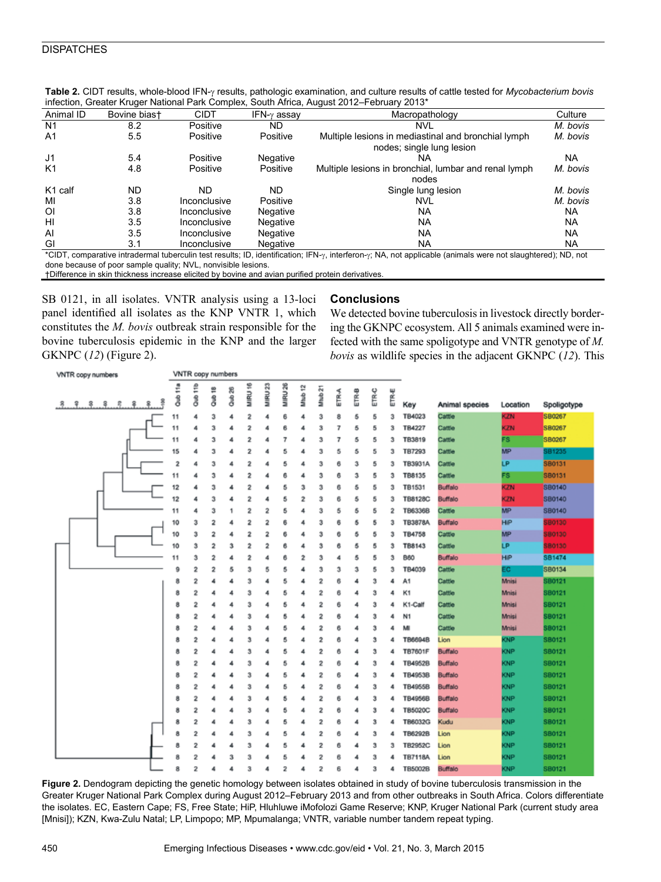**Table 2.** CIDT results, whole-blood IFN-γ results, pathologic examination, and culture results of cattle tested for *Mycobacterium bovis* infection, Greater Kruger National Park Complex, South Africa, August 2012–February 2013*

| Animal ID | Bovine bias† | CIDT | IFN-γ assay | Macropathology | Culture |
|---|---|---|---|---|---|
| N1 | 8.2 | Positive | ND | NVL | *M. bovis* |
| A1 | 5.5 | Positive | Positive | Multiple lesions in mediastinal and bronchial lymph nodes; single lung lesion | *M. bovis* |
| J1 | 5.4 | Positive | Negative | NA | NA |
| K1 | 4.8 | Positive | Positive | Multiple lesions in bronchial, lumbar and renal lymph nodes | *M. bovis* |
| K1 calf | ND | ND | ND | Single lung lesion | *M. bovis* |
| MI | 3.8 | Inconclusive | Positive | NVL | *M. bovis* |
| OI | 3.8 | Inconclusive | Negative | NA | NA |
| HI | 3.5 | Inconclusive | Negative | NA | NA |
| AI | 3.5 | Inconclusive | Negative | NA | NA |
| GI | 3.1 | Inconclusive | Negative | NA | NA |

*CIDT, comparative intradermal tuberculin test results; ID, identification; IFN-γ, interferon-γ; NA, not applicable (animals were not slaughtered); ND, not done because of poor sample quality; NVL, nonvisible lesions.
†Difference in skin thickness increase elicited by bovine and avian purified protein derivatives.

SB 0121, in all isolates. VNTR analysis using a 13-loci panel identified all isolates as the KNP VNTR 1, which constitutes the *M. bovis* outbreak strain responsible for the bovine tuberculosis epidemic in the KNP and the larger GKNPC (*12*) (Figure 2).

## Conclusions

We detected bovine tuberculosis in livestock directly bordering the GKNPC ecosystem. All 5 animals examined were infected with the same spoligotype and VNTR genotype of *M. bovis* as wildlife species in the adjacent GKNPC (*12*). This

| Qub 11a | Qub 11b | Qub 18 | Qub 26 | MIRU 16 | MIRU 23 | MIRU 26 | Mtub 12 | Mtub 21 | ETR-A | ETR-B | ETR-C | ETR-E | Key | Animal species | Location | Spoligotype |
|---|---|---|---|---|---|---|---|---|---|---|---|---|---|---|---|---|
| 11 | 4 | 3 | 4 | 2 | 4 | 6 | 4 | 3 | 8 | 5 | 5 | 3 | TB4023 | Cattle | KZN | SB0267 |
| 11 | 4 | 3 | 4 | 2 | 4 | 6 | 4 | 3 | 7 | 5 | 5 | 3 | TB4227 | Cattle | KZN | SB0267 |
| 11 | 4 | 3 | 4 | 2 | 4 | 7 | 4 | 3 | 7 | 5 | 5 | 3 | TB3819 | Cattle | FS | SB0267 |
| 15 | 4 | 3 | 4 | 2 | 4 | 5 | 4 | 3 | 5 | 5 | 5 | 3 | TB7293 | Cattle | MP | SB1235 |
| 2 | 4 | 3 | 4 | 2 | 4 | 5 | 4 | 3 | 6 | 3 | 5 | 3 | TB3931A | Cattle | LP | SB0131 |
| 11 | 4 | 3 | 4 | 2 | 4 | 6 | 4 | 3 | 6 | 3 | 5 | 3 | TB8135 | Cattle | FS | SB0131 |
| 12 | 4 | 3 | 4 | 2 | 4 | 5 | 3 | 3 | 6 | 5 | 5 | 3 | TB1531 | Buffalo | KZN | SB0140 |
| 12 | 4 | 3 | 4 | 2 | 4 | 5 | 2 | 3 | 6 | 5 | 5 | 3 | TB8128C | Buffalo | KZN | SB0140 |
| 11 | 4 | 3 | 1 | 2 | 2 | 5 | 4 | 3 | 5 | 5 | 5 | 2 | TB6336B | Cattle | MP | SB0140 |
| 10 | 3 | 2 | 4 | 2 | 2 | 6 | 4 | 3 | 6 | 5 | 5 | 3 | TB3878A | Buffalo | HiP | SB0130 |
| 10 | 3 | 2 | 4 | 2 | 2 | 6 | 4 | 3 | 6 | 5 | 5 | 3 | TB4758 | Cattle | MP | SB0130 |
| 10 | 3 | 2 | 3 | 2 | 2 | 6 | 4 | 3 | 6 | 5 | 5 | 3 | TB8143 | Cattle | LP | SB0130 |
| 11 | 3 | 2 | 4 | 2 | 4 | 6 | 2 | 3 | 4 | 5 | 5 | 3 | B60 | Buffalo | HiP | SB1474 |
| 9 | 2 | 2 | 5 | 3 | 5 | 5 | 4 | 3 | 3 | 3 | 5 | 3 | TB4039 | Cattle | EC | SB0134 |
| 8 | 2 | 4 | 4 | 3 | 4 | 5 | 4 | 2 | 6 | 4 | 3 | 4 | A1 | Cattle | Mnisi | SB0121 |
| 8 | 2 | 4 | 4 | 3 | 4 | 5 | 4 | 2 | 6 | 4 | 3 | 4 | K1 | Cattle | Mnisi | SB0121 |
| 8 | 2 | 4 | 4 | 3 | 4 | 5 | 4 | 2 | 6 | 4 | 3 | 4 | K1-Calf | Cattle | Mnisi | SB0121 |
| 8 | 2 | 4 | 4 | 3 | 4 | 5 | 4 | 2 | 6 | 4 | 3 | 4 | N1 | Cattle | Mnisi | SB0121 |
| 8 | 2 | 4 | 4 | 3 | 4 | 5 | 4 | 2 | 6 | 4 | 3 | 4 | MI | Cattle | Mnisi | SB0121 |
| 8 | 2 | 4 | 4 | 3 | 4 | 5 | 4 | 2 | 6 | 4 | 3 | 4 | TB6694B | Lion | KNP | SB0121 |
| 8 | 2 | 4 | 4 | 3 | 4 | 5 | 4 | 2 | 6 | 4 | 3 | 4 | TB7601F | Buffalo | KNP | SB0121 |
| 8 | 2 | 4 | 4 | 3 | 4 | 5 | 4 | 2 | 6 | 4 | 3 | 4 | TB4952B | Buffalo | KNP | SB0121 |
| 8 | 2 | 4 | 4 | 3 | 4 | 5 | 4 | 2 | 6 | 4 | 3 | 4 | TB4953B | Buffalo | KNP | SB0121 |
| 8 | 2 | 4 | 4 | 3 | 4 | 5 | 4 | 2 | 6 | 4 | 3 | 4 | TB4955B | Buffalo | KNP | SB0121 |
| 8 | 2 | 4 | 4 | 3 | 4 | 5 | 4 | 2 | 6 | 4 | 3 | 4 | TB4956B | Buffalo | KNP | SB0121 |
| 8 | 2 | 4 | 4 | 3 | 4 | 5 | 4 | 2 | 6 | 4 | 3 | 4 | TB5020C | Buffalo | KNP | SB0121 |
| 8 | 2 | 4 | 4 | 3 | 4 | 5 | 4 | 2 | 6 | 4 | 3 | 4 | TB6032G | Kudu | KNP | SB0121 |
| 8 | 2 | 4 | 4 | 3 | 4 | 5 | 4 | 2 | 6 | 4 | 3 | 4 | TB6292B | Lion | KNP | SB0121 |
| 8 | 2 | 4 | 4 | 3 | 4 | 5 | 4 | 2 | 6 | 4 | 3 | 3 | TB2952C | Lion | KNP | SB0121 |
| 8 | 2 | 4 | 3 | 3 | 4 | 5 | 4 | 2 | 6 | 4 | 3 | 4 | TB7118A | Lion | KNP | SB0121 |
| 8 | 2 | 4 | 4 | 3 | 4 | 2 | 4 | 2 | 6 | 4 | 3 | 4 | TB5002B | Buffalo | KNP | SB0121 |

**Figure 2.** Dendogram depicting the genetic homology between isolates obtained in study of bovine tuberculosis transmission in the Greater Kruger National Park Complex during August 2012–February 2013 and from other outbreaks in South Africa. Colors differentiate the isolates. EC, Eastern Cape; FS, Free State; HiP, Hluhluwe iMfolozi Game Reserve; KNP, Kruger National Park (current study area [Mnisi]); KZN, Kwa-Zulu Natal; LP, Limpopo; MP, Mpumalanga; VNTR, variable number tandem repeat typing.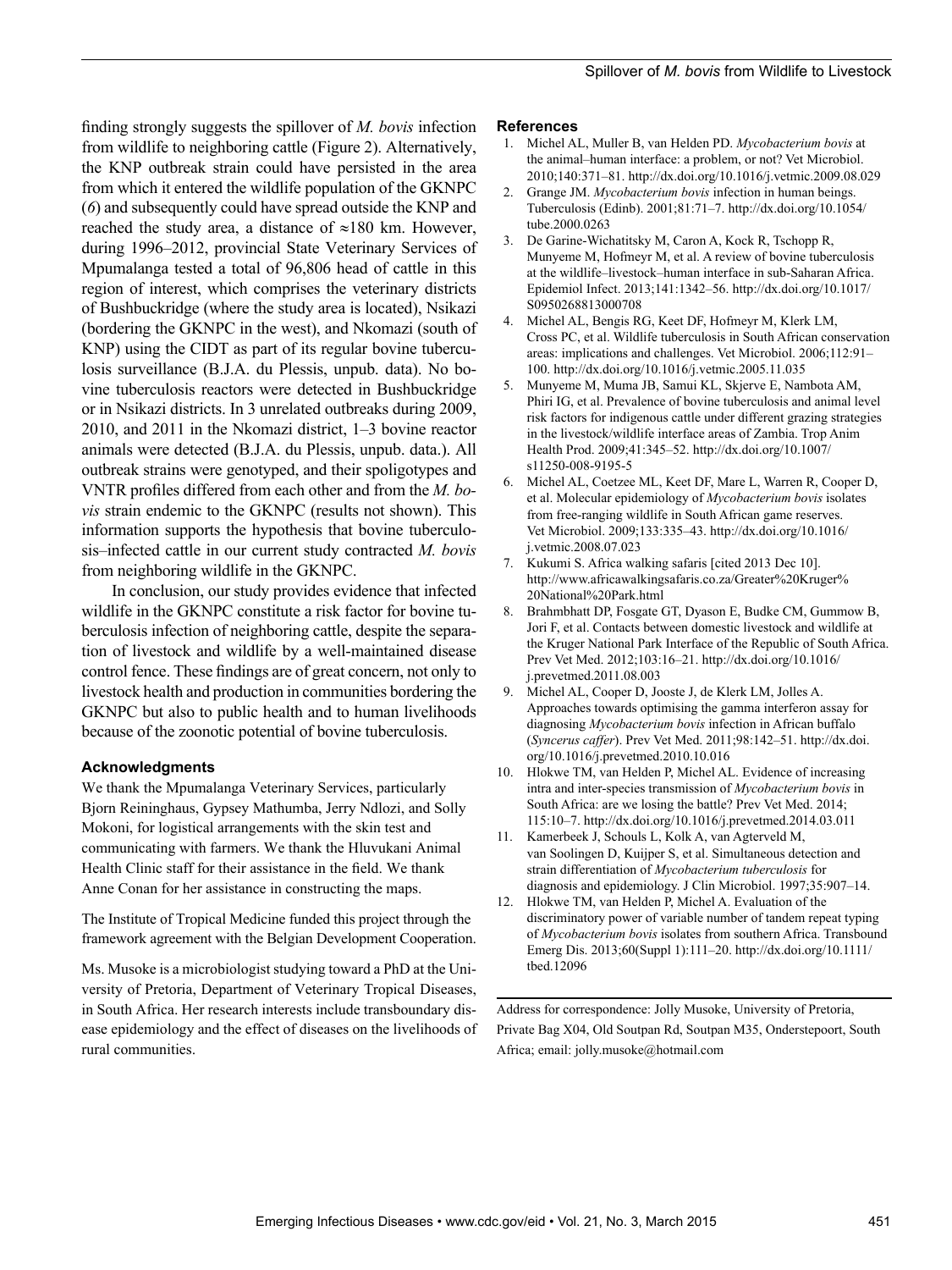finding strongly suggests the spillover of *M. bovis* infection from wildlife to neighboring cattle (Figure 2). Alternatively, the KNP outbreak strain could have persisted in the area from which it entered the wildlife population of the GKNPC (*6*) and subsequently could have spread outside the KNP and reached the study area, a distance of ≈180 km. However, during 1996–2012, provincial State Veterinary Services of Mpumalanga tested a total of 96,806 head of cattle in this region of interest, which comprises the veterinary districts of Bushbuckridge (where the study area is located), Nsikazi (bordering the GKNPC in the west), and Nkomazi (south of KNP) using the CIDT as part of its regular bovine tuberculosis surveillance (B.J.A. du Plessis, unpub. data). No bovine tuberculosis reactors were detected in Bushbuckridge or in Nsikazi districts. In 3 unrelated outbreaks during 2009, 2010, and 2011 in the Nkomazi district, 1–3 bovine reactor animals were detected (B.J.A. du Plessis, unpub. data.). All outbreak strains were genotyped, and their spoligotypes and VNTR profiles differed from each other and from the *M. bovis* strain endemic to the GKNPC (results not shown). This information supports the hypothesis that bovine tuberculosis–infected cattle in our current study contracted *M. bovis* from neighboring wildlife in the GKNPC.

In conclusion, our study provides evidence that infected wildlife in the GKNPC constitute a risk factor for bovine tuberculosis infection of neighboring cattle, despite the separation of livestock and wildlife by a well-maintained disease control fence. These findings are of great concern, not only to livestock health and production in communities bordering the GKNPC but also to public health and to human livelihoods because of the zoonotic potential of bovine tuberculosis.

## Acknowledgments

We thank the Mpumalanga Veterinary Services, particularly Bjorn Reininghaus, Gypsey Mathumba, Jerry Ndlozi, and Solly Mokoni, for logistical arrangements with the skin test and communicating with farmers. We thank the Hluvukani Animal Health Clinic staff for their assistance in the field. We thank Anne Conan for her assistance in constructing the maps.

The Institute of Tropical Medicine funded this project through the framework agreement with the Belgian Development Cooperation.

Ms. Musoke is a microbiologist studying toward a PhD at the University of Pretoria, Department of Veterinary Tropical Diseases, in South Africa. Her research interests include transboundary disease epidemiology and the effect of diseases on the livelihoods of rural communities.

## References

1. Michel AL, Muller B, van Helden PD. *Mycobacterium bovis* at the animal–human interface: a problem, or not? Vet Microbiol. 2010;140:371–81. http://dx.doi.org/10.1016/j.vetmic.2009.08.029
2. Grange JM. *Mycobacterium bovis* infection in human beings. Tuberculosis (Edinb). 2001;81:71–7. http://dx.doi.org/10.1054/tube.2000.0263
3. De Garine-Wichatitsky M, Caron A, Kock R, Tschopp R, Munyeme M, Hofmeyr M, et al. A review of bovine tuberculosis at the wildlife–livestock–human interface in sub-Saharan Africa. Epidemiol Infect. 2013;141:1342–56. http://dx.doi.org/10.1017/S0950268813000708
4. Michel AL, Bengis RG, Keet DF, Hofmeyr M, Klerk LM, Cross PC, et al. Wildlife tuberculosis in South African conservation areas: implications and challenges. Vet Microbiol. 2006;112:91–100. http://dx.doi.org/10.1016/j.vetmic.2005.11.035
5. Munyeme M, Muma JB, Samui KL, Skjerve E, Nambota AM, Phiri IG, et al. Prevalence of bovine tuberculosis and animal level risk factors for indigenous cattle under different grazing strategies in the livestock/wildlife interface areas of Zambia. Trop Anim Health Prod. 2009;41:345–52. http://dx.doi.org/10.1007/s11250-008-9195-5
6. Michel AL, Coetzee ML, Keet DF, Mare L, Warren R, Cooper D, et al. Molecular epidemiology of *Mycobacterium bovis* isolates from free-ranging wildlife in South African game reserves. Vet Microbiol. 2009;133:335–43. http://dx.doi.org/10.1016/j.vetmic.2008.07.023
7. Kukumi S. Africa walking safaris [cited 2013 Dec 10]. http://www.africawalkingsafaris.co.za/Greater%20Kruger%20National%20Park.html
8. Brahmbhatt DP, Fosgate GT, Dyason E, Budke CM, Gummow B, Jori F, et al. Contacts between domestic livestock and wildlife at the Kruger National Park Interface of the Republic of South Africa. Prev Vet Med. 2012;103:16–21. http://dx.doi.org/10.1016/j.prevetmed.2011.08.003
9. Michel AL, Cooper D, Jooste J, de Klerk LM, Jolles A. Approaches towards optimising the gamma interferon assay for diagnosing *Mycobacterium bovis* infection in African buffalo (*Syncerus caffer*). Prev Vet Med. 2011;98:142–51. http://dx.doi.org/10.1016/j.prevetmed.2010.10.016
10. Hlokwe TM, van Helden P, Michel AL. Evidence of increasing intra and inter-species transmission of *Mycobacterium bovis* in South Africa: are we losing the battle? Prev Vet Med. 2014;115:10–7. http://dx.doi.org/10.1016/j.prevetmed.2014.03.011
11. Kamerbeek J, Schouls L, Kolk A, van Agterveld M, van Soolingen D, Kuijper S, et al. Simultaneous detection and strain differentiation of *Mycobacterium tuberculosis* for diagnosis and epidemiology. J Clin Microbiol. 1997;35:907–14.
12. Hlokwe TM, van Helden P, Michel A. Evaluation of the discriminatory power of variable number of tandem repeat typing of *Mycobacterium bovis* isolates from southern Africa. Transbound Emerg Dis. 2013;60(Suppl 1):111–20. http://dx.doi.org/10.1111/tbed.12096

Address for correspondence: Jolly Musoke, University of Pretoria, Private Bag X04, Old Soutpan Rd, Soutpan M35, Onderstepoort, South Africa; email: jolly.musoke@hotmail.com